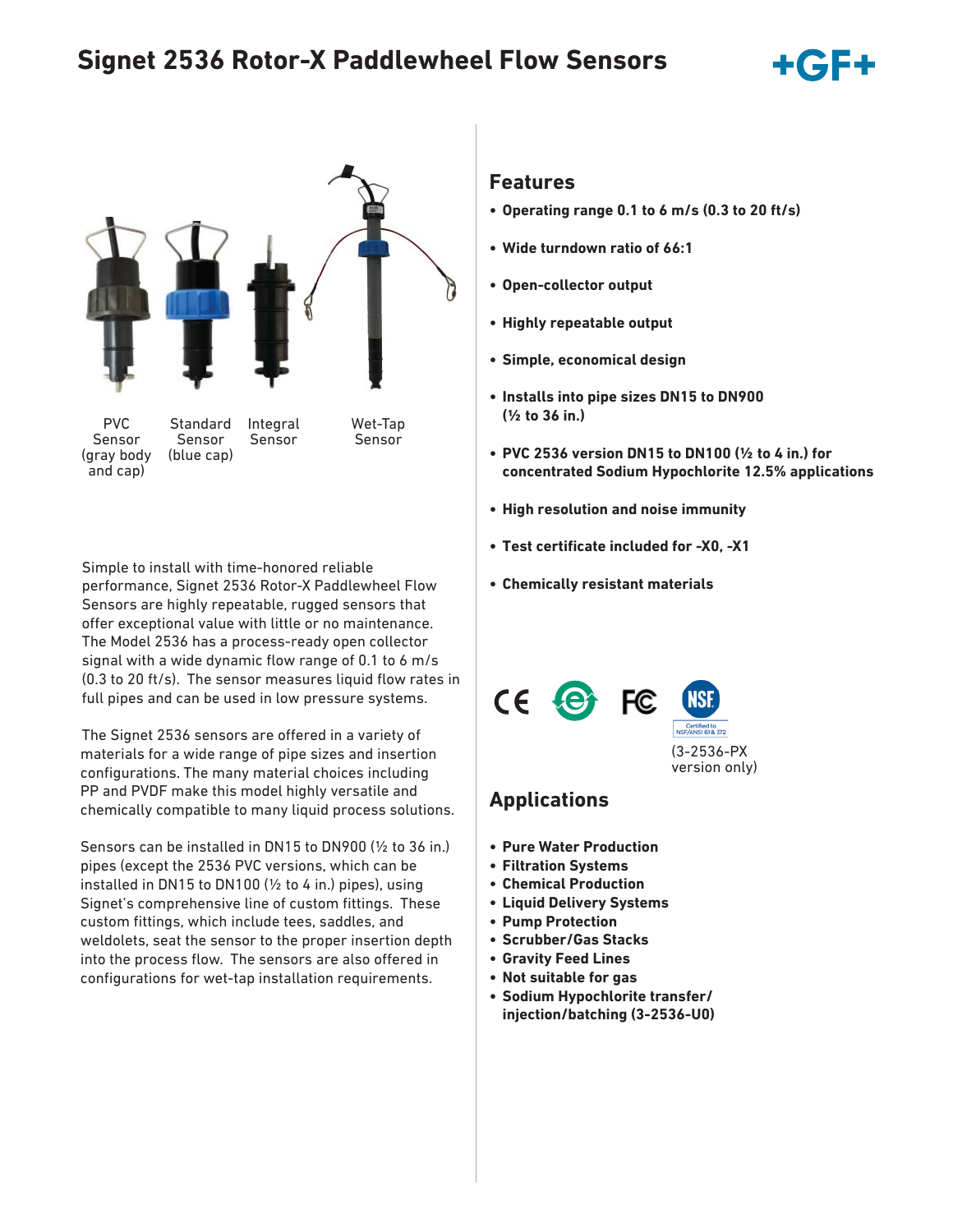# Signet 2536 Rotor-X Paddlewheel Flow Sensors

PVC Sensor (gray body and cap) | Standard Sensor (blue cap) | Integral Sensor | Wet-Tap Sensor

Simple to install with time-honored reliable performance, Signet 2536 Rotor-X Paddlewheel Flow Sensors are highly repeatable, rugged sensors that offer exceptional value with little or no maintenance. The Model 2536 has a process-ready open collector signal with a wide dynamic flow range of 0.1 to 6 m/s (0.3 to 20 ft/s). The sensor measures liquid flow rates in full pipes and can be used in low pressure systems.

The Signet 2536 sensors are offered in a variety of materials for a wide range of pipe sizes and insertion configurations. The many material choices including PP and PVDF make this model highly versatile and chemically compatible to many liquid process solutions.

Sensors can be installed in DN15 to DN900 (½ to 36 in.) pipes (except the 2536 PVC versions, which can be installed in DN15 to DN100 (½ to 4 in.) pipes), using Signet's comprehensive line of custom fittings. These custom fittings, which include tees, saddles, and weldolets, seat the sensor to the proper insertion depth into the process flow. The sensors are also offered in configurations for wet-tap installation requirements.

## Features

- **Operating range 0.1 to 6 m/s (0.3 to 20 ft/s)**
- **Wide turndown ratio of 66:1**
- **Open-collector output**
- **Highly repeatable output**
- **Simple, economical design**
- **Installs into pipe sizes DN15 to DN900 (½ to 36 in.)**
- **PVC 2536 version DN15 to DN100 (½ to 4 in.) for concentrated Sodium Hypochlorite 12.5% applications**
- **High resolution and noise immunity**
- **Test certificate included for -X0, -X1**
- **Chemically resistant materials**

Certified to NSF/ANSI 61 & 372 (3-2536-PX version only)

## Applications

- **Pure Water Production**
- **Filtration Systems**
- **Chemical Production**
- **Liquid Delivery Systems**
- **Pump Protection**
- **Scrubber/Gas Stacks**
- **Gravity Feed Lines**
- **Not suitable for gas**
- **Sodium Hypochlorite transfer/ injection/batching (3-2536-U0)**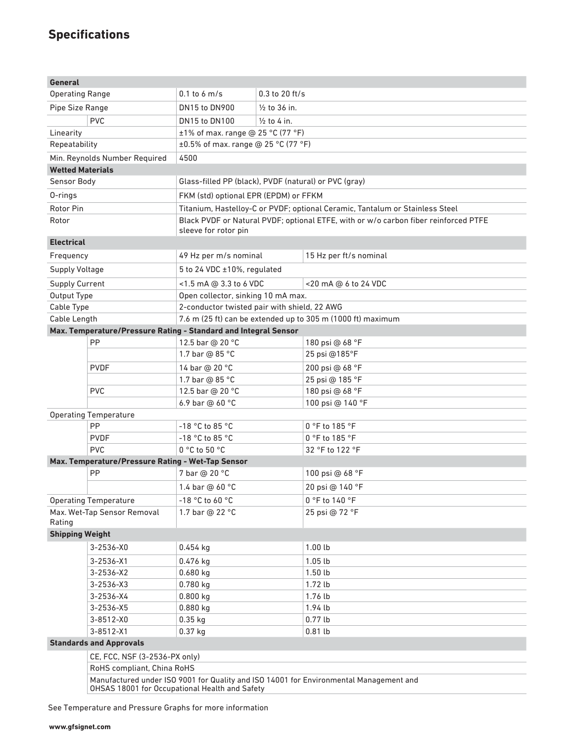## Specifications

| | | | |
|---|---|---|---|
| **General** | | | |
| Operating Range | | 0.1 to 6 m/s | 0.3 to 20 ft/s |
| Pipe Size Range | | DN15 to DN900 | ½ to 36 in. |
| | PVC | DN15 to DN100 | ½ to 4 in. |
| Linearity | | ±1% of max. range @ 25 °C (77 °F) | |
| Repeatability | | ±0.5% of max. range @ 25 °C (77 °F) | |
| Min. Reynolds Number Required | | 4500 | |
| **Wetted Materials** | | | |
| Sensor Body | | Glass-filled PP (black), PVDF (natural) or PVC (gray) | |
| O-rings | | FKM (std) optional EPR (EPDM) or FFKM | |
| Rotor Pin | | Titanium, Hastelloy-C or PVDF; optional Ceramic, Tantalum or Stainless Steel | |
| Rotor | | Black PVDF or Natural PVDF; optional ETFE, with or w/o carbon fiber reinforced PTFE sleeve for rotor pin | |
| **Electrical** | | | |
| Frequency | | 49 Hz per m/s nominal | 15 Hz per ft/s nominal |
| Supply Voltage | | 5 to 24 VDC ±10%, regulated | |
| Supply Current | | <1.5 mA @ 3.3 to 6 VDC | <20 mA @ 6 to 24 VDC |
| Output Type | | Open collector, sinking 10 mA max. | |
| Cable Type | | 2-conductor twisted pair with shield, 22 AWG | |
| Cable Length | | 7.6 m (25 ft) can be extended up to 305 m (1000 ft) maximum | |
| **Max. Temperature/Pressure Rating - Standard and Integral Sensor** | | | |
| | PP | 12.5 bar @ 20 °C | 180 psi @ 68 °F |
| | | 1.7 bar @ 85 °C | 25 psi @185°F |
| | PVDF | 14 bar @ 20 °C | 200 psi @ 68 °F |
| | | 1.7 bar @ 85 °C | 25 psi @ 185 °F |
| | PVC | 12.5 bar @ 20 °C | 180 psi @ 68 °F |
| | | 6.9 bar @ 60 °C | 100 psi @ 140 °F |
| Operating Temperature | | | |
| | PP | -18 °C to 85 °C | 0 °F to 185 °F |
| | PVDF | -18 °C to 85 °C | 0 °F to 185 °F |
| | PVC | 0 °C to 50 °C | 32 °F to 122 °F |
| **Max. Temperature/Pressure Rating - Wet-Tap Sensor** | | | |
| | PP | 7 bar @ 20 °C | 100 psi @ 68 °F |
| | | 1.4 bar @ 60 °C | 20 psi @ 140 °F |
| Operating Temperature | | -18 °C to 60 °C | 0 °F to 140 °F |
| Max. Wet-Tap Sensor Removal Rating | | 1.7 bar @ 22 °C | 25 psi @ 72 °F |
| **Shipping Weight** | | | |
| | 3-2536-X0 | 0.454 kg | 1.00 lb |
| | 3-2536-X1 | 0.476 kg | 1.05 lb |
| | 3-2536-X2 | 0.680 kg | 1.50 lb |
| | 3-2536-X3 | 0.780 kg | 1.72 lb |
| | 3-2536-X4 | 0.800 kg | 1.76 lb |
| | 3-2536-X5 | 0.880 kg | 1.94 lb |
| | 3-8512-X0 | 0.35 kg | 0.77 lb |
| | 3-8512-X1 | 0.37 kg | 0.81 lb |
| **Standards and Approvals** | | | |
| | CE, FCC, NSF (3-2536-PX only) | | |
| | RoHS compliant, China RoHS | | |
| | Manufactured under ISO 9001 for Quality and ISO 14001 for Environmental Management and OHSAS 18001 for Occupational Health and Safety | | |

See Temperature and Pressure Graphs for more information

www.gfsignet.com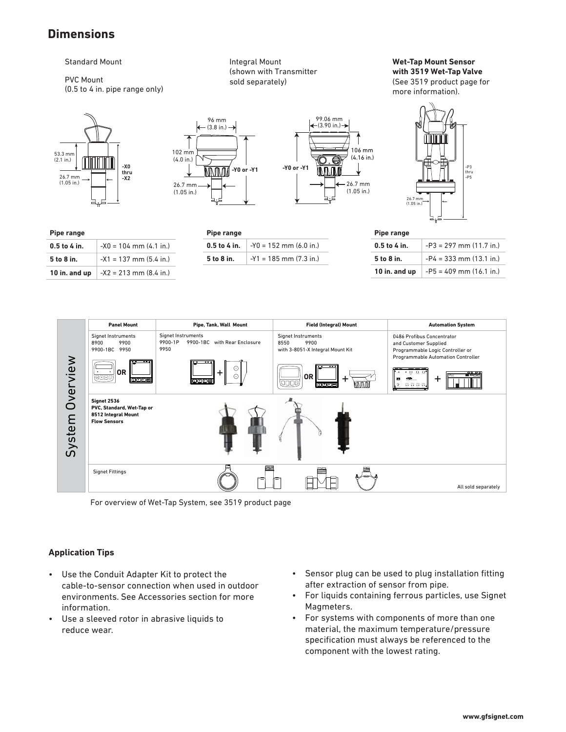## Dimensions

Standard Mount

PVC Mount
(0.5 to 4 in. pipe range only)

Integral Mount
(shown with Transmitter sold separately)

**Wet-Tap Mount Sensor with 3519 Wet-Tap Valve**
(See 3519 product page for more information).

53.3 mm (2.1 in.)

26.7 mm (1.05 in.)

-X0 thru -X2

96 mm (3.8 in.)

102 mm (4.0 in.)

-Y0 or -Y1

26.7 mm (1.05 in.)

99.06 mm (3.90 in.)

106 mm (4.16 in.)

-Y0 or -Y1

26.7 mm (1.05 in.)

-P3 thru -P5

26.7 mm (1.05 in.)

| Pipe range | |
|---|---|
| **0.5 to 4 in.** | -X0 = 104 mm (4.1 in.) |
| **5 to 8 in.** | -X1 = 137 mm (5.4 in.) |
| **10 in. and up** | -X2 = 213 mm (8.4 in.) |

| Pipe range | |
|---|---|
| **0.5 to 4 in.** | -Y0 = 152 mm (6.0 in.) |
| **5 to 8 in.** | -Y1 = 185 mm (7.3 in.) |

| Pipe range | |
|---|---|
| **0.5 to 4 in.** | -P3 = 297 mm (11.7 in.) |
| **5 to 8 in.** | -P4 = 333 mm (13.1 in.) |
| **10 in. and up** | -P5 = 409 mm (16.1 in.) |

### System Overview

| Panel Mount | Pipe, Tank, Wall Mount | Field (Integral) Mount | Automation System |
|---|---|---|---|
| Signet Instruments 8900 9900 9900-1BC 9950 | Signet Instruments 9900-1P 9900-1BC with Rear Enclosure 9950 | Signet Instruments 8550 9900 with 3-8051-X Integral Mount Kit | 0486 Profibus Concentrator and Customer Supplied Programmable Logic Controller or Programmable Automation Controller |

**Signet 2536 PVC, Standard, Wet-Tap or 8512 Integral Mount Flow Sensors**

Signet Fittings

All sold separately

For overview of Wet-Tap System, see 3519 product page

### Application Tips

- Use the Conduit Adapter Kit to protect the cable-to-sensor connection when used in outdoor environments. See Accessories section for more information.
- Use a sleeved rotor in abrasive liquids to reduce wear.
- Sensor plug can be used to plug installation fitting after extraction of sensor from pipe.
- For liquids containing ferrous particles, use Signet Magmeters.
- For systems with components of more than one material, the maximum temperature/pressure specification must always be referenced to the component with the lowest rating.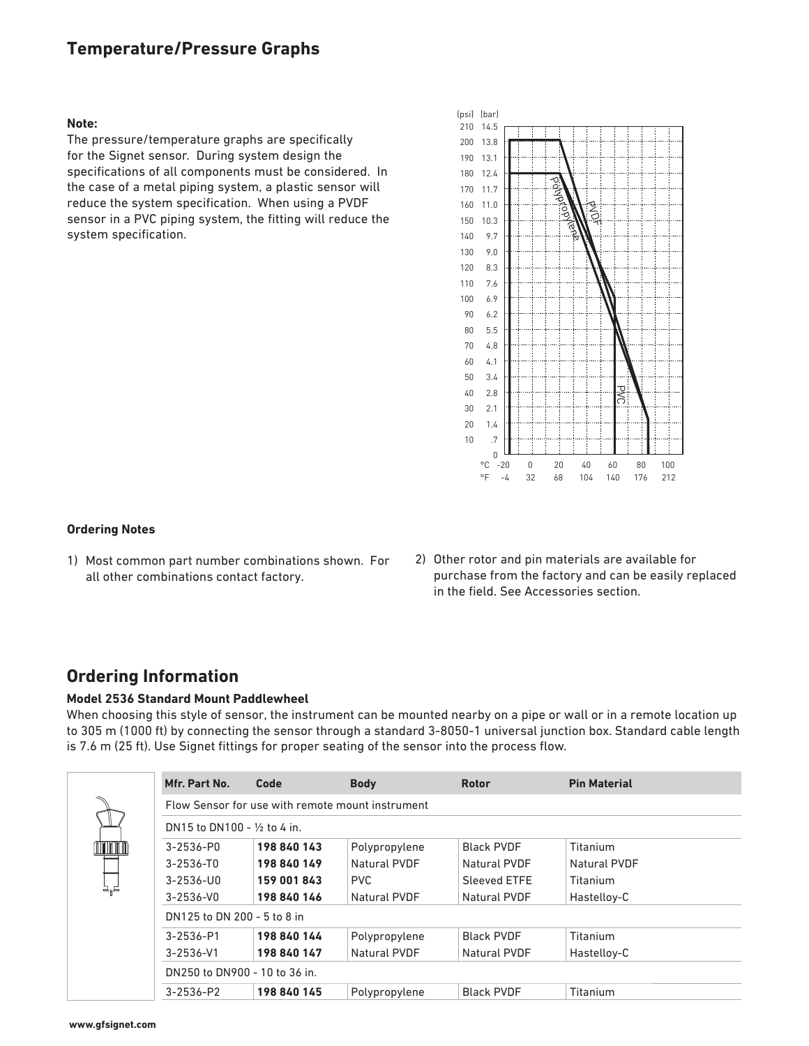## Temperature/Pressure Graphs

**Note:**
The pressure/temperature graphs are specifically for the Signet sensor. During system design the specifications of all components must be considered. In the case of a metal piping system, a plastic sensor will reduce the system specification. When using a PVDF sensor in a PVC piping system, the fitting will reduce the system specification.

### Ordering Notes

1) Most common part number combinations shown. For all other combinations contact factory.

2) Other rotor and pin materials are available for purchase from the factory and can be easily replaced in the field. See Accessories section.

## Ordering Information

**Model 2536 Standard Mount Paddlewheel**

When choosing this style of sensor, the instrument can be mounted nearby on a pipe or wall or in a remote location up to 305 m (1000 ft) by connecting the sensor through a standard 3-8050-1 universal junction box. Standard cable length is 7.6 m (25 ft). Use Signet fittings for proper seating of the sensor into the process flow.

| Mfr. Part No. | Code | Body | Rotor | Pin Material |
|---|---|---|---|---|
| Flow Sensor for use with remote mount instrument | | | | |
| DN15 to DN100 - ½ to 4 in. | | | | |
| 3-2536-P0 | **198 840 143** | Polypropylene | Black PVDF | Titanium |
| 3-2536-T0 | **198 840 149** | Natural PVDF | Natural PVDF | Natural PVDF |
| 3-2536-U0 | **159 001 843** | PVC | Sleeved ETFE | Titanium |
| 3-2536-V0 | **198 840 146** | Natural PVDF | Natural PVDF | Hastelloy-C |
| DN125 to DN 200 - 5 to 8 in | | | | |
| 3-2536-P1 | **198 840 144** | Polypropylene | Black PVDF | Titanium |
| 3-2536-V1 | **198 840 147** | Natural PVDF | Natural PVDF | Hastelloy-C |
| DN250 to DN900 - 10 to 36 in. | | | | |
| 3-2536-P2 | **198 840 145** | Polypropylene | Black PVDF | Titanium |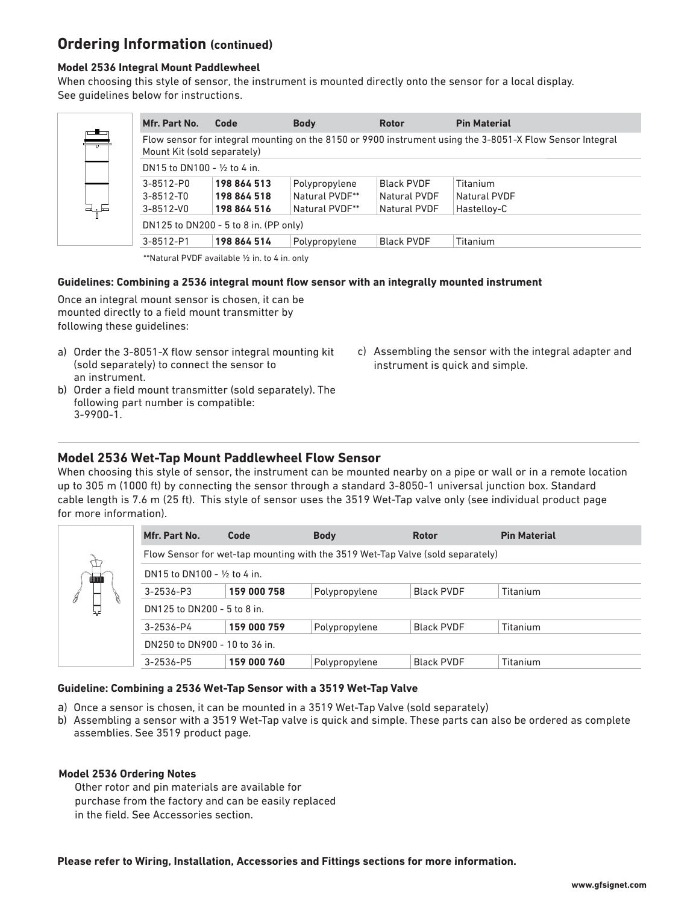## Ordering Information (continued)

### Model 2536 Integral Mount Paddlewheel

When choosing this style of sensor, the instrument is mounted directly onto the sensor for a local display. See guidelines below for instructions.

| Mfr. Part No. | Code | Body | Rotor | Pin Material |
|---|---|---|---|---|
| Flow sensor for integral mounting on the 8150 or 9900 instrument using the 3-8051-X Flow Sensor Integral Mount Kit (sold separately) | | | | |
| DN15 to DN100 - ½ to 4 in. | | | | |
| 3-8512-P0 | **198 864 513** | Polypropylene | Black PVDF | Titanium |
| 3-8512-T0 | **198 864 518** | Natural PVDF** | Natural PVDF | Natural PVDF |
| 3-8512-V0 | **198 864 516** | Natural PVDF** | Natural PVDF | Hastelloy-C |
| DN125 to DN200 - 5 to 8 in. (PP only) | | | | |
| 3-8512-P1 | **198 864 514** | Polypropylene | Black PVDF | Titanium |

**Natural PVDF available ½ in. to 4 in. only

**Guidelines: Combining a 2536 integral mount flow sensor with an integrally mounted instrument**

Once an integral mount sensor is chosen, it can be mounted directly to a field mount transmitter by following these guidelines:

a) Order the 3-8051-X flow sensor integral mounting kit (sold separately) to connect the sensor to an instrument.
b) Order a field mount transmitter (sold separately). The following part number is compatible: 3-9900-1.
c) Assembling the sensor with the integral adapter and instrument is quick and simple.

### Model 2536 Wet-Tap Mount Paddlewheel Flow Sensor

When choosing this style of sensor, the instrument can be mounted nearby on a pipe or wall or in a remote location up to 305 m (1000 ft) by connecting the sensor through a standard 3-8050-1 universal junction box. Standard cable length is 7.6 m (25 ft). This style of sensor uses the 3519 Wet-Tap valve only (see individual product page for more information).

| Mfr. Part No. | Code | Body | Rotor | Pin Material |
|---|---|---|---|---|
| Flow Sensor for wet-tap mounting with the 3519 Wet-Tap Valve (sold separately) | | | | |
| DN15 to DN100 - ½ to 4 in. | | | | |
| 3-2536-P3 | **159 000 758** | Polypropylene | Black PVDF | Titanium |
| DN125 to DN200 - 5 to 8 in. | | | | |
| 3-2536-P4 | **159 000 759** | Polypropylene | Black PVDF | Titanium |
| DN250 to DN900 - 10 to 36 in. | | | | |
| 3-2536-P5 | **159 000 760** | Polypropylene | Black PVDF | Titanium |

**Guideline: Combining a 2536 Wet-Tap Sensor with a 3519 Wet-Tap Valve**

a) Once a sensor is chosen, it can be mounted in a 3519 Wet-Tap Valve (sold separately)
b) Assembling a sensor with a 3519 Wet-Tap valve is quick and simple. These parts can also be ordered as complete assemblies. See 3519 product page.

**Model 2536 Ordering Notes**

Other rotor and pin materials are available for purchase from the factory and can be easily replaced in the field. See Accessories section.

**Please refer to Wiring, Installation, Accessories and Fittings sections for more information.**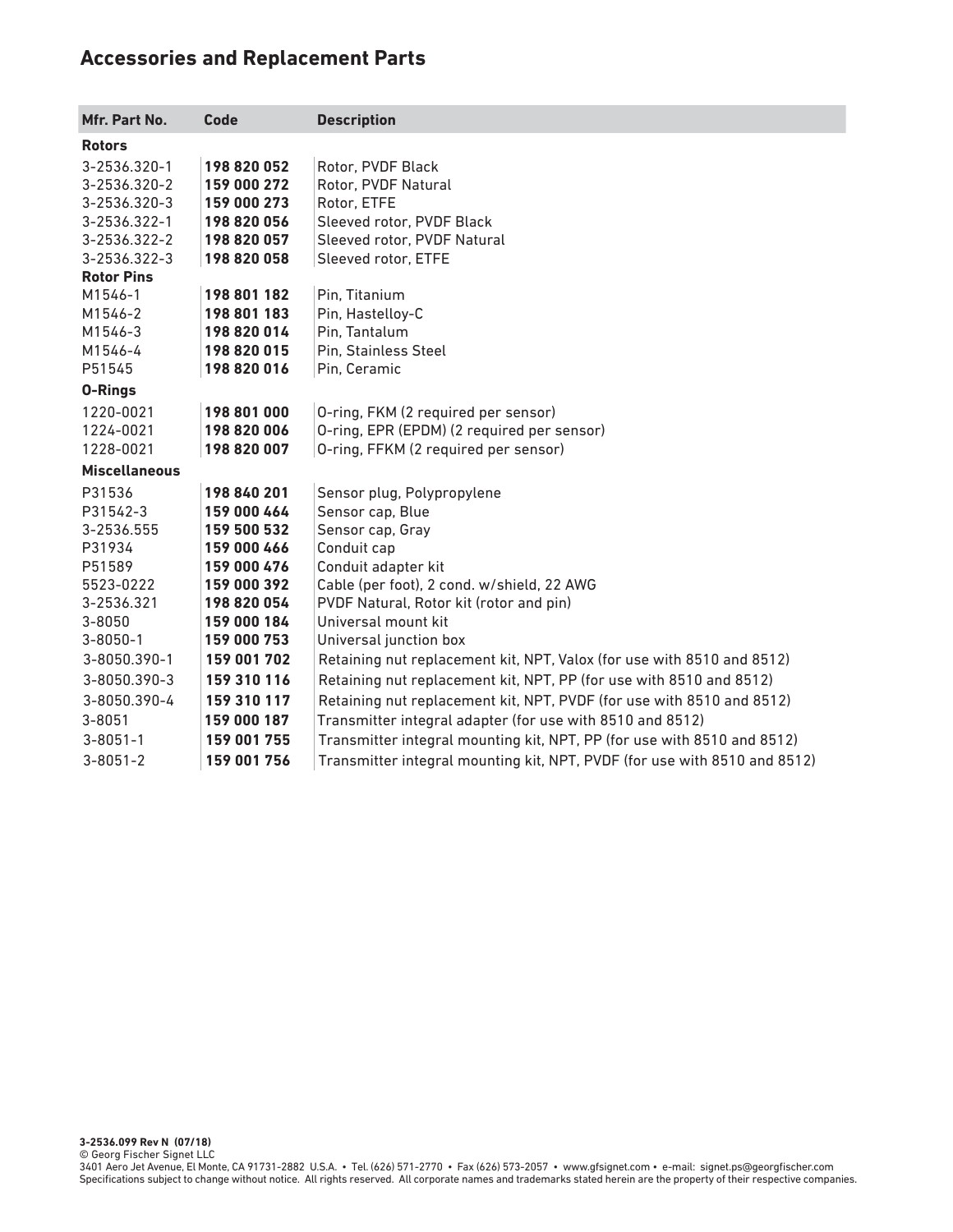## Accessories and Replacement Parts

| Mfr. Part No. | Code | Description |
|---|---|---|
| **Rotors** | | |
| 3-2536.320-1 | **198 820 052** | Rotor, PVDF Black |
| 3-2536.320-2 | **159 000 272** | Rotor, PVDF Natural |
| 3-2536.320-3 | **159 000 273** | Rotor, ETFE |
| 3-2536.322-1 | **198 820 056** | Sleeved rotor, PVDF Black |
| 3-2536.322-2 | **198 820 057** | Sleeved rotor, PVDF Natural |
| 3-2536.322-3 | **198 820 058** | Sleeved rotor, ETFE |
| **Rotor Pins** | | |
| M1546-1 | **198 801 182** | Pin, Titanium |
| M1546-2 | **198 801 183** | Pin, Hastelloy-C |
| M1546-3 | **198 820 014** | Pin, Tantalum |
| M1546-4 | **198 820 015** | Pin, Stainless Steel |
| P51545 | **198 820 016** | Pin, Ceramic |
| **O-Rings** | | |
| 1220-0021 | **198 801 000** | O-ring, FKM (2 required per sensor) |
| 1224-0021 | **198 820 006** | O-ring, EPR (EPDM) (2 required per sensor) |
| 1228-0021 | **198 820 007** | O-ring, FFKM (2 required per sensor) |
| **Miscellaneous** | | |
| P31536 | **198 840 201** | Sensor plug, Polypropylene |
| P31542-3 | **159 000 464** | Sensor cap, Blue |
| 3-2536.555 | **159 500 532** | Sensor cap, Gray |
| P31934 | **159 000 466** | Conduit cap |
| P51589 | **159 000 476** | Conduit adapter kit |
| 5523-0222 | **159 000 392** | Cable (per foot), 2 cond. w/shield, 22 AWG |
| 3-2536.321 | **198 820 054** | PVDF Natural, Rotor kit (rotor and pin) |
| 3-8050 | **159 000 184** | Universal mount kit |
| 3-8050-1 | **159 000 753** | Universal junction box |
| 3-8050.390-1 | **159 001 702** | Retaining nut replacement kit, NPT, Valox (for use with 8510 and 8512) |
| 3-8050.390-3 | **159 310 116** | Retaining nut replacement kit, NPT, PP (for use with 8510 and 8512) |
| 3-8050.390-4 | **159 310 117** | Retaining nut replacement kit, NPT, PVDF (for use with 8510 and 8512) |
| 3-8051 | **159 000 187** | Transmitter integral adapter (for use with 8510 and 8512) |
| 3-8051-1 | **159 001 755** | Transmitter integral mounting kit, NPT, PP (for use with 8510 and 8512) |
| 3-8051-2 | **159 001 756** | Transmitter integral mounting kit, NPT, PVDF (for use with 8510 and 8512) |

**3-2536.099 Rev N (07/18)**
© Georg Fischer Signet LLC
3401 Aero Jet Avenue, El Monte, CA 91731-2882 U.S.A. • Tel. (626) 571-2770 • Fax (626) 573-2057 • www.gfsignet.com • e-mail: signet.ps@georgfischer.com
Specifications subject to change without notice. All rights reserved. All corporate names and trademarks stated herein are the property of their respective companies.